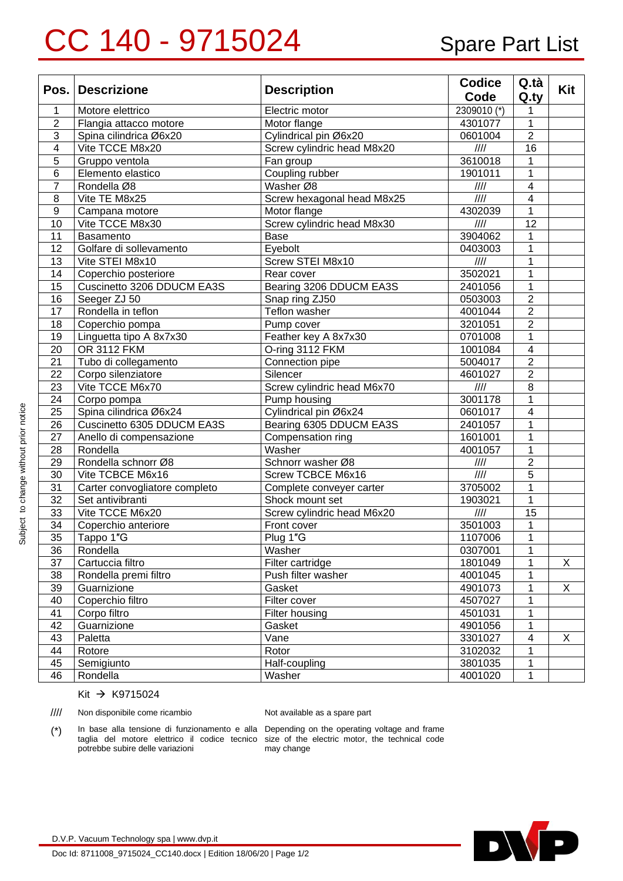# CC 140 - 9715024

## Spare Part List

| Pos. | Descrizione | Description | Codice Code | Q.tà Q.ty | Kit |
|---|---|---|---|---|---|
| 1 | Motore elettrico | Electric motor | 2309010 (*) | 1 | |
| 2 | Flangia attacco motore | Motor flange | 4301077 | 1 | |
| 3 | Spina cilindrica Ø6x20 | Cylindrical pin Ø6x20 | 0601004 | 2 | |
| 4 | Vite TCCE M8x20 | Screw cylindric head M8x20 | //// | 16 | |
| 5 | Gruppo ventola | Fan group | 3610018 | 1 | |
| 6 | Elemento elastico | Coupling rubber | 1901011 | 1 | |
| 7 | Rondella Ø8 | Washer Ø8 | //// | 4 | |
| 8 | Vite TE M8x25 | Screw hexagonal head M8x25 | //// | 4 | |
| 9 | Campana motore | Motor flange | 4302039 | 1 | |
| 10 | Vite TCCE M8x30 | Screw cylindric head M8x30 | //// | 12 | |
| 11 | Basamento | Base | 3904062 | 1 | |
| 12 | Golfare di sollevamento | Eyebolt | 0403003 | 1 | |
| 13 | Vite STEI M8x10 | Screw STEI M8x10 | //// | 1 | |
| 14 | Coperchio posteriore | Rear cover | 3502021 | 1 | |
| 15 | Cuscinetto 3206 DDUCM EA3S | Bearing 3206 DDUCM EA3S | 2401056 | 1 | |
| 16 | Seeger ZJ 50 | Snap ring ZJ50 | 0503003 | 2 | |
| 17 | Rondella in teflon | Teflon washer | 4001044 | 2 | |
| 18 | Coperchio pompa | Pump cover | 3201051 | 2 | |
| 19 | Linguetta tipo A 8x7x30 | Feather key A 8x7x30 | 0701008 | 1 | |
| 20 | OR 3112 FKM | O-ring 3112 FKM | 1001084 | 4 | |
| 21 | Tubo di collegamento | Connection pipe | 5004017 | 2 | |
| 22 | Corpo silenziatore | Silencer | 4601027 | 2 | |
| 23 | Vite TCCE M6x70 | Screw cylindric head M6x70 | //// | 8 | |
| 24 | Corpo pompa | Pump housing | 3001178 | 1 | |
| 25 | Spina cilindrica Ø6x24 | Cylindrical pin Ø6x24 | 0601017 | 4 | |
| 26 | Cuscinetto 6305 DDUCM EA3S | Bearing 6305 DDUCM EA3S | 2401057 | 1 | |
| 27 | Anello di compensazione | Compensation ring | 1601001 | 1 | |
| 28 | Rondella | Washer | 4001057 | 1 | |
| 29 | Rondella schnorr Ø8 | Schnorr washer Ø8 | //// | 2 | |
| 30 | Vite TCBCE M6x16 | Screw TCBCE M6x16 | //// | 5 | |
| 31 | Carter convogliatore completo | Complete conveyer carter | 3705002 | 1 | |
| 32 | Set antivibranti | Shock mount set | 1903021 | 1 | |
| 33 | Vite TCCE M6x20 | Screw cylindric head M6x20 | //// | 15 | |
| 34 | Coperchio anteriore | Front cover | 3501003 | 1 | |
| 35 | Tappo 1″G | Plug 1″G | 1107006 | 1 | |
| 36 | Rondella | Washer | 0307001 | 1 | |
| 37 | Cartuccia filtro | Filter cartridge | 1801049 | 1 | X |
| 38 | Rondella premi filtro | Push filter washer | 4001045 | 1 | |
| 39 | Guarnizione | Gasket | 4901073 | 1 | X |
| 40 | Coperchio filtro | Filter cover | 4507027 | 1 | |
| 41 | Corpo filtro | Filter housing | 4501031 | 1 | |
| 42 | Guarnizione | Gasket | 4901056 | 1 | |
| 43 | Paletta | Vane | 3301027 | 4 | X |
| 44 | Rotore | Rotor | 3102032 | 1 | |
| 45 | Semigiunto | Half-coupling | 3801035 | 1 | |
| 46 | Rondella | Washer | 4001020 | 1 | |

Kit → K9715024

//// Non disponibile come ricambio — Not available as a spare part

(*) In base alla tensione di funzionamento e alla taglia del motore elettrico il codice tecnico potrebbe subire delle variazioni — Depending on the operating voltage and frame size of the electric motor, the technical code may change

Subject to change without prior notice

D.V.P. Vacuum Technology spa | www.dvp.it

Doc Id: 8711008_9715024_CC140.docx | Edition 18/06/20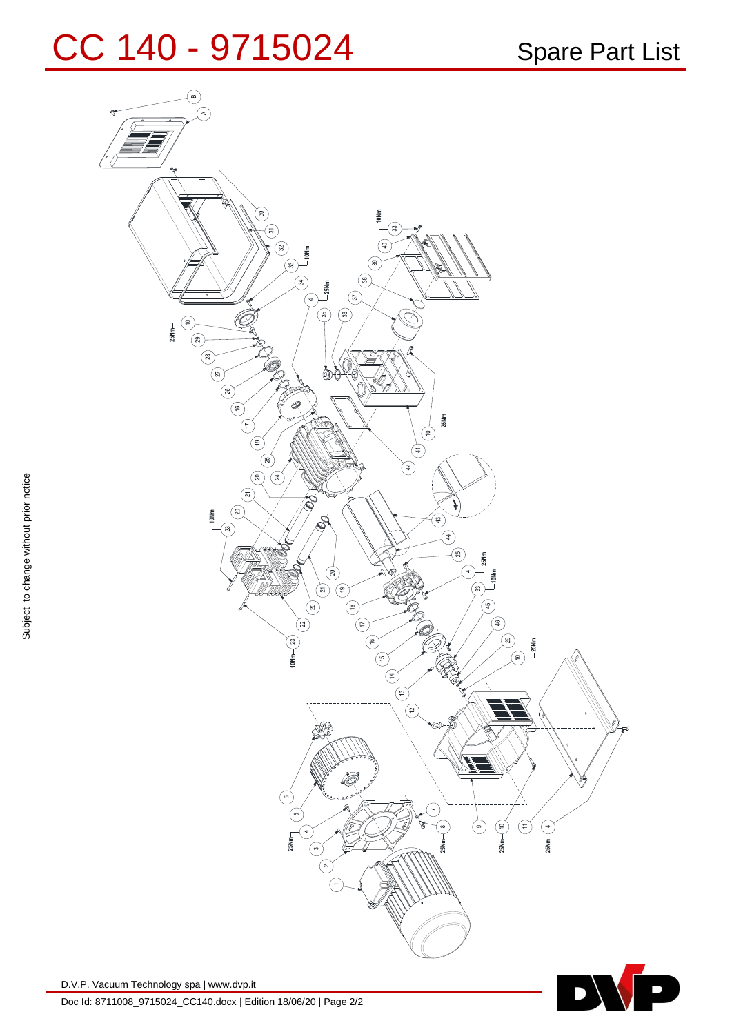# CC 140 - 9715024

Spare Part List

Subject to change without prior notice

B
A
30
31
32
33
10Nm
34
4
25Nm
10
25Nm
29
28
27
26
16
17
18
25
24
20
21
20
10Nm
23
22
23
10Nm
20
21
19
18
17
16
15
14
13
12
10Nm
33
40
39
38
37
36
35
10
25Nm
41
42
43
44
25
4
25Nm
33
10Nm
45
46
29
10
25Nm
6
5
4
25Nm
3
2
1
7
8
25Nm
9
10
25Nm
11
4
25Nm

D.V.P. Vacuum Technology spa | www.dvp.it

Doc Id: 8711008_9715024_CC140.docx | Edition 18/06/20 | Page 2/2